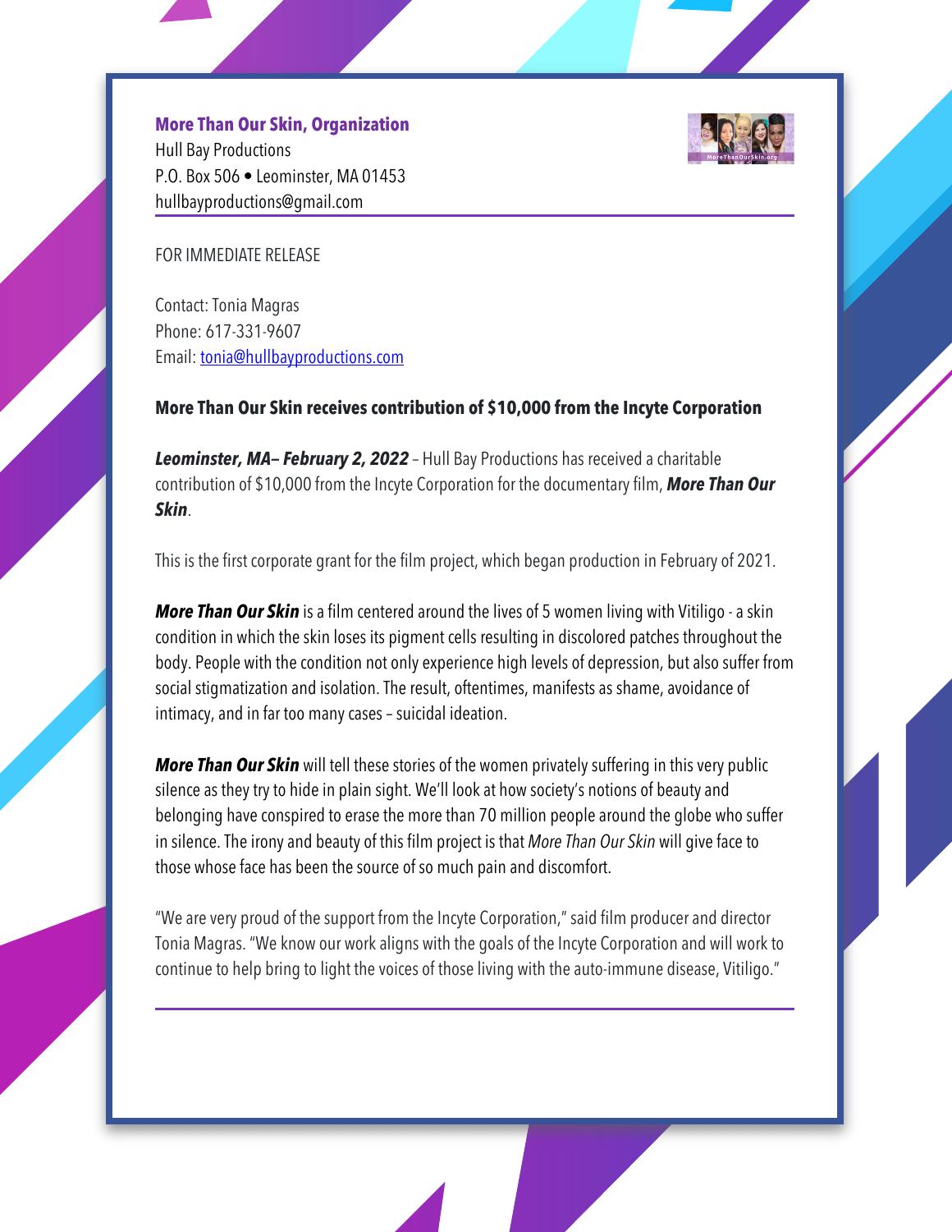**More Than Our Skin, Organization**
Hull Bay Productions
P.O. Box 506 • Leominster, MA 01453
hullbayproductions@gmail.com

FOR IMMEDIATE RELEASE

Contact: Tonia Magras
Phone: 617-331-9607
Email: tonia@hullbayproductions.com

**More Than Our Skin receives contribution of $10,000 from the Incyte Corporation**

***Leominster, MA– February 2, 2022*** – Hull Bay Productions has received a charitable contribution of $10,000 from the Incyte Corporation for the documentary film, ***More Than Our Skin***.

This is the first corporate grant for the film project, which began production in February of 2021.

***More Than Our Skin*** is a film centered around the lives of 5 women living with Vitiligo - a skin condition in which the skin loses its pigment cells resulting in discolored patches throughout the body. People with the condition not only experience high levels of depression, but also suffer from social stigmatization and isolation. The result, oftentimes, manifests as shame, avoidance of intimacy, and in far too many cases – suicidal ideation.

***More Than Our Skin*** will tell these stories of the women privately suffering in this very public silence as they try to hide in plain sight. We'll look at how society's notions of beauty and belonging have conspired to erase the more than 70 million people around the globe who suffer in silence. The irony and beauty of this film project is that *More Than Our Skin* will give face to those whose face has been the source of so much pain and discomfort.

"We are very proud of the support from the Incyte Corporation," said film producer and director Tonia Magras. "We know our work aligns with the goals of the Incyte Corporation and will work to continue to help bring to light the voices of those living with the auto-immune disease, Vitiligo."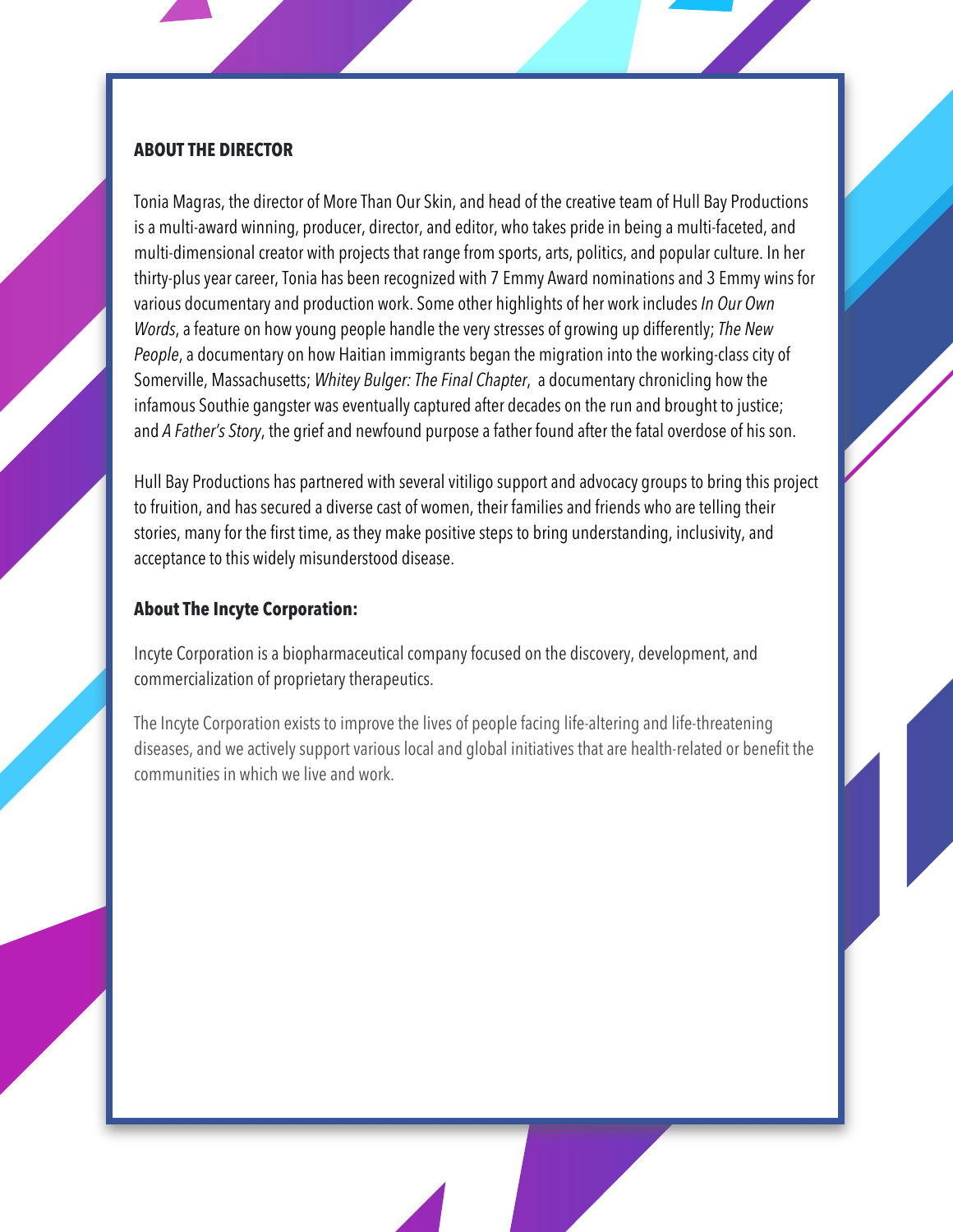## ABOUT THE DIRECTOR

Tonia Magras, the director of More Than Our Skin, and head of the creative team of Hull Bay Productions is a multi-award winning, producer, director, and editor, who takes pride in being a multi-faceted, and multi-dimensional creator with projects that range from sports, arts, politics, and popular culture. In her thirty-plus year career, Tonia has been recognized with 7 Emmy Award nominations and 3 Emmy wins for various documentary and production work. Some other highlights of her work includes *In Our Own Words*, a feature on how young people handle the very stresses of growing up differently; *The New People*, a documentary on how Haitian immigrants began the migration into the working-class city of Somerville, Massachusetts; *Whitey Bulger: The Final Chapter*, a documentary chronicling how the infamous Southie gangster was eventually captured after decades on the run and brought to justice; and *A Father's Story*, the grief and newfound purpose a father found after the fatal overdose of his son.

Hull Bay Productions has partnered with several vitiligo support and advocacy groups to bring this project to fruition, and has secured a diverse cast of women, their families and friends who are telling their stories, many for the first time, as they make positive steps to bring understanding, inclusivity, and acceptance to this widely misunderstood disease.

### About The Incyte Corporation:

Incyte Corporation is a biopharmaceutical company focused on the discovery, development, and commercialization of proprietary therapeutics.

The Incyte Corporation exists to improve the lives of people facing life-altering and life-threatening diseases, and we actively support various local and global initiatives that are health-related or benefit the communities in which we live and work.